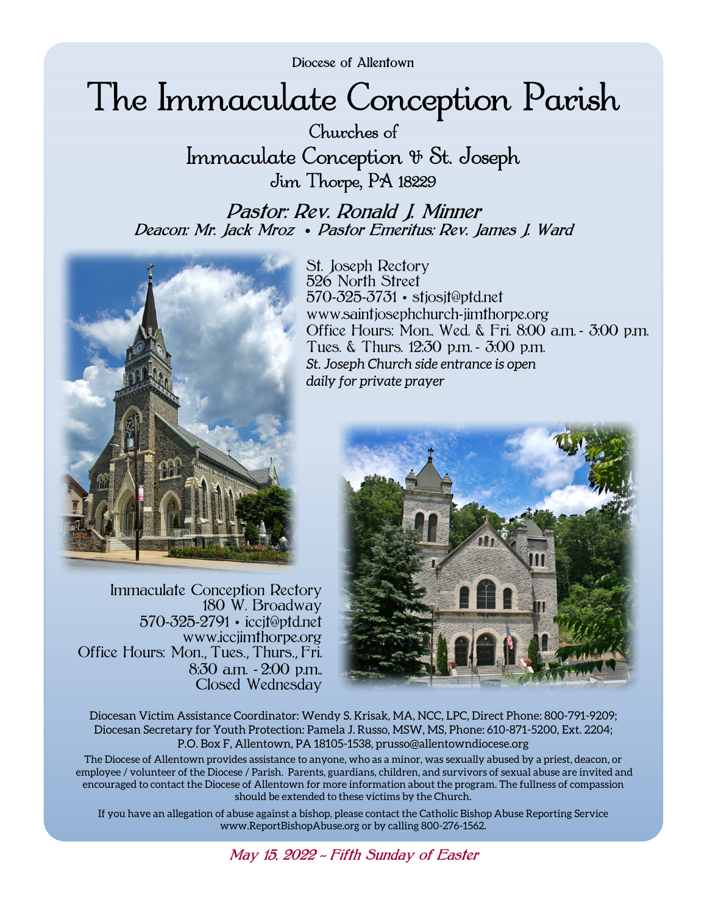Diocese of Allentown

# The Immaculate Conception Parish

## Churches of
## Immaculate Conception & St. Joseph
### Jim Thorpe, PA 18229

**Pastor: Rev. Ronald J. Minner**

*Deacon: Mr. Jack Mroz • Pastor Emeritus: Rev. James J. Ward*

St. Joseph Rectory
526 North Street
570-325-3731 • stjosjt@ptd.net
www.saintjosephchurch-jimthorpe.org
Office Hours: Mon., Wed. & Fri. 8:00 a.m. - 3:00 p.m.
Tues. & Thurs. 12:30 p.m. - 3:00 p.m.
*St. Joseph Church side entrance is open daily for private prayer*

Immaculate Conception Rectory
180 W. Broadway
570-325-2791 • iccjt@ptd.net
www.iccjimthorpe.org
Office Hours: Mon., Tues., Thurs., Fri.
8:30 a.m. - 2:00 p.m.,
Closed Wednesday

Diocesan Victim Assistance Coordinator: Wendy S. Krisak, MA, NCC, LPC, Direct Phone: 800-791-9209;
Diocesan Secretary for Youth Protection: Pamela J. Russo, MSW, MS, Phone: 610-871-5200, Ext. 2204;
P.O. Box F, Allentown, PA 18105-1538, prusso@allentowndiocese.org

The Diocese of Allentown provides assistance to anyone, who as a minor, was sexually abused by a priest, deacon, or employee / volunteer of the Diocese / Parish. Parents, guardians, children, and survivors of sexual abuse are invited and encouraged to contact the Diocese of Allentown for more information about the program. The fullness of compassion should be extended to these victims by the Church.

If you have an allegation of abuse against a bishop, please contact the Catholic Bishop Abuse Reporting Service www.ReportBishopAbuse.org or by calling 800-276-1562.

*May 15, 2022 ~ Fifth Sunday of Easter*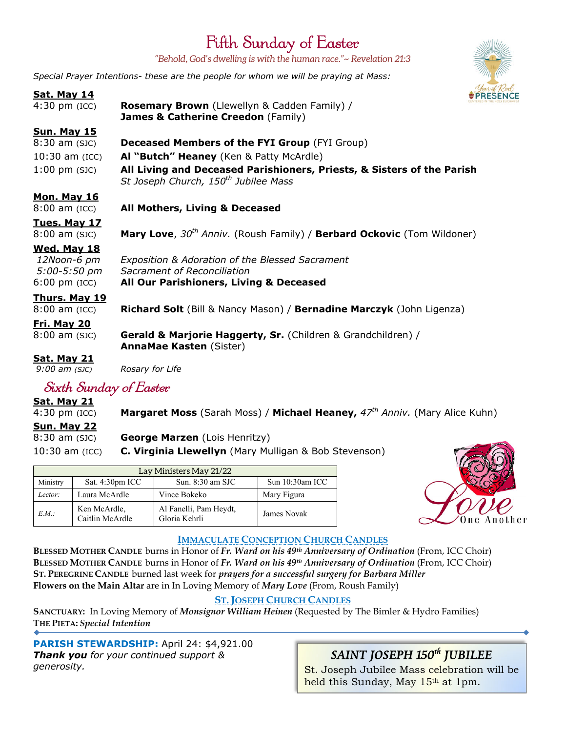# Fifth Sunday of Easter

*"Behold, God's dwelling is with the human race."~ Revelation 21:3*

*Special Prayer Intentions- these are the people for whom we will be praying at Mass:*

**Sat. May 14**
4:30 pm (ICC) — **Rosemary Brown** (Llewellyn & Cadden Family) / **James & Catherine Creedon** (Family)

**Sun. May 15**
8:30 am (SJC) — **Deceased Members of the FYI Group** (FYI Group)
10:30 am (ICC) — **Al "Butch" Heaney** (Ken & Patty McArdle)
1:00 pm (SJC) — **All Living and Deceased Parishioners, Priests, & Sisters of the Parish**
*St Joseph Church, 150th Jubilee Mass*

**Mon. May 16**
8:00 am (ICC) — **All Mothers, Living & Deceased**

**Tues. May 17**
8:00 am (SJC) — **Mary Love**, *30th Anniv.* (Roush Family) / **Berbard Ockovic** (Tom Wildoner)

**Wed. May 18**
*12Noon-6 pm* — *Exposition & Adoration of the Blessed Sacrament*
*5:00-5:50 pm* — *Sacrament of Reconciliation*
6:00 pm (ICC) — **All Our Parishioners, Living & Deceased**

**Thurs. May 19**
8:00 am (ICC) — **Richard Solt** (Bill & Nancy Mason) / **Bernadine Marczyk** (John Ligenza)

**Fri. May 20**
8:00 am (SJC) — **Gerald & Marjorie Haggerty, Sr.** (Children & Grandchildren) / **AnnaMae Kasten** (Sister)

**Sat. May 21**
*9:00 am (SJC)* — *Rosary for Life*

## Sixth Sunday of Easter

**Sat. May 21**
4:30 pm (ICC) — **Margaret Moss** (Sarah Moss) / **Michael Heaney,** *47th Anniv.* (Mary Alice Kuhn)

**Sun. May 22**
8:30 am (SJC) — **George Marzen** (Lois Henritzy)
10:30 am (ICC) — **C. Virginia Llewellyn** (Mary Mulligan & Bob Stevenson)

| Lay Ministers May 21/22 | | | |
|---|---|---|---|
| Ministry | Sat. 4:30pm ICC | Sun. 8:30 am SJC | Sun 10:30am ICC |
| *Lector:* | Laura McArdle | Vince Bokeko | Mary Figura |
| *E.M.:* | Ken McArdle, Caitlin McArdle | Al Fanelli, Pam Heydt, Gloria Kehrli | James Novak |

Love One Another

### IMMACULATE CONCEPTION CHURCH CANDLES

**BLESSED MOTHER CANDLE** burns in Honor of ***Fr. Ward on his 49th Anniversary of Ordination*** (From, ICC Choir)
**BLESSED MOTHER CANDLE** burns in Honor of ***Fr. Ward on his 49th Anniversary of Ordination*** (From, ICC Choir)
**ST. PEREGRINE CANDLE** burned last week for ***prayers for a successful surgery for Barbara Miller***
**Flowers on the Main Altar** are in In Loving Memory of ***Mary Love*** (From, Roush Family)

### ST. JOSEPH CHURCH CANDLES

**SANCTUARY:** In Loving Memory of ***Monsignor William Heinen*** (Requested by The Bimler & Hydro Families)
**THE PIETA:** *Special Intention*

**PARISH STEWARDSHIP:** April 24: $4,921.00
***Thank you*** *for your continued support & generosity.*

### SAINT JOSEPH 150th JUBILEE

St. Joseph Jubilee Mass celebration will be held this Sunday, May 15th at 1pm.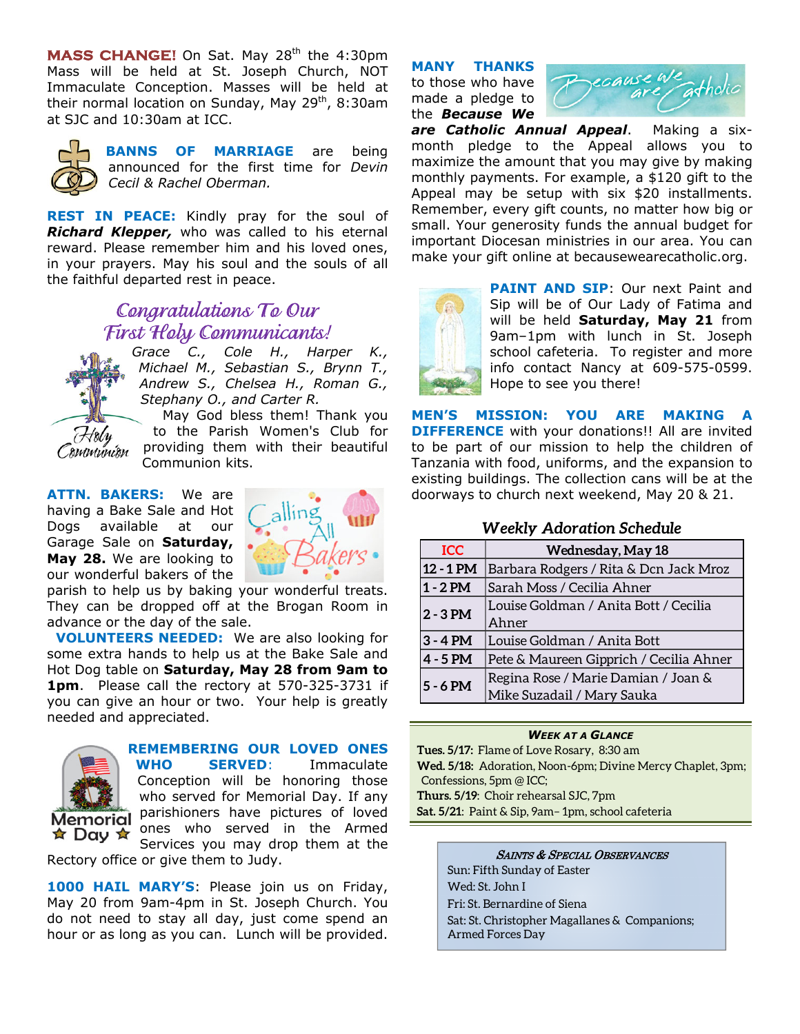**MASS CHANGE!** On Sat. May 28th the 4:30pm Mass will be held at St. Joseph Church, NOT Immaculate Conception. Masses will be held at their normal location on Sunday, May 29th, 8:30am at SJC and 10:30am at ICC.

**BANNS OF MARRIAGE** are being announced for the first time for *Devin Cecil & Rachel Oberman.*

**REST IN PEACE:** Kindly pray for the soul of ***Richard Klepper,*** who was called to his eternal reward. Please remember him and his loved ones, in your prayers. May his soul and the souls of all the faithful departed rest in peace.

## *Congratulations To Our First Holy Communicants!*

*Grace C., Cole H., Harper K., Michael M., Sebastian S., Brynn T., Andrew S., Chelsea H., Roman G., Stephany O., and Carter R.*

May God bless them! Thank you to the Parish Women's Club for providing them with their beautiful Communion kits.

**ATTN. BAKERS:** We are having a Bake Sale and Hot Dogs available at our Garage Sale on **Saturday, May 28.** We are looking to our wonderful bakers of the parish to help us by baking your wonderful treats. They can be dropped off at the Brogan Room in advance or the day of the sale.

**VOLUNTEERS NEEDED:** We are also looking for some extra hands to help us at the Bake Sale and Hot Dog table on **Saturday, May 28 from 9am to 1pm**. Please call the rectory at 570-325-3731 if you can give an hour or two. Your help is greatly needed and appreciated.

**REMEMBERING OUR LOVED ONES WHO SERVED**: Immaculate Conception will be honoring those who served for Memorial Day. If any parishioners have pictures of loved ones who served in the Armed Services you may drop them at the Rectory office or give them to Judy.

**1000 HAIL MARY'S**: Please join us on Friday, May 20 from 9am-4pm in St. Joseph Church. You do not need to stay all day, just come spend an hour or as long as you can. Lunch will be provided.

**MANY THANKS** to those who have made a pledge to the ***Because We are Catholic Annual Appeal***. Making a six-month pledge to the Appeal allows you to maximize the amount that you may give by making monthly payments. For example, a $120 gift to the Appeal may be setup with six $20 installments. Remember, every gift counts, no matter how big or small. Your generosity funds the annual budget for important Diocesan ministries in our area. You can make your gift online at becausewearecatholic.org.

**PAINT AND SIP**: Our next Paint and Sip will be of Our Lady of Fatima and will be held **Saturday, May 21** from 9am–1pm with lunch in St. Joseph school cafeteria. To register and more info contact Nancy at 609-575-0599. Hope to see you there!

**MEN'S MISSION: YOU ARE MAKING A DIFFERENCE** with your donations!! All are invited to be part of our mission to help the children of Tanzania with food, uniforms, and the expansion to existing buildings. The collection cans will be at the doorways to church next weekend, May 20 & 21.

### *Weekly Adoration Schedule*

| ICC | Wednesday, May 18 |
|---|---|
| 12 - 1 PM | Barbara Rodgers / Rita & Dcn Jack Mroz |
| 1 - 2 PM | Sarah Moss / Cecilia Ahner |
| 2 - 3 PM | Louise Goldman / Anita Bott / Cecilia Ahner |
| 3 - 4 PM | Louise Goldman / Anita Bott |
| 4 - 5 PM | Pete & Maureen Gipprich / Cecilia Ahner |
| 5 - 6 PM | Regina Rose / Marie Damian / Joan & Mike Suzadail / Mary Sauka |

### *Week at a Glance*

**Tues. 5/17:** Flame of Love Rosary, 8:30 am
**Wed. 5/18:** Adoration, Noon-6pm; Divine Mercy Chaplet, 3pm; Confessions, 5pm @ ICC;
**Thurs. 5/19:** Choir rehearsal SJC, 7pm
**Sat. 5/21:** Paint & Sip, 9am- 1pm, school cafeteria

### *Saints & Special Observances*

Sun: Fifth Sunday of Easter
Wed: St. John I
Fri: St. Bernardine of Siena
Sat: St. Christopher Magallanes & Companions; Armed Forces Day